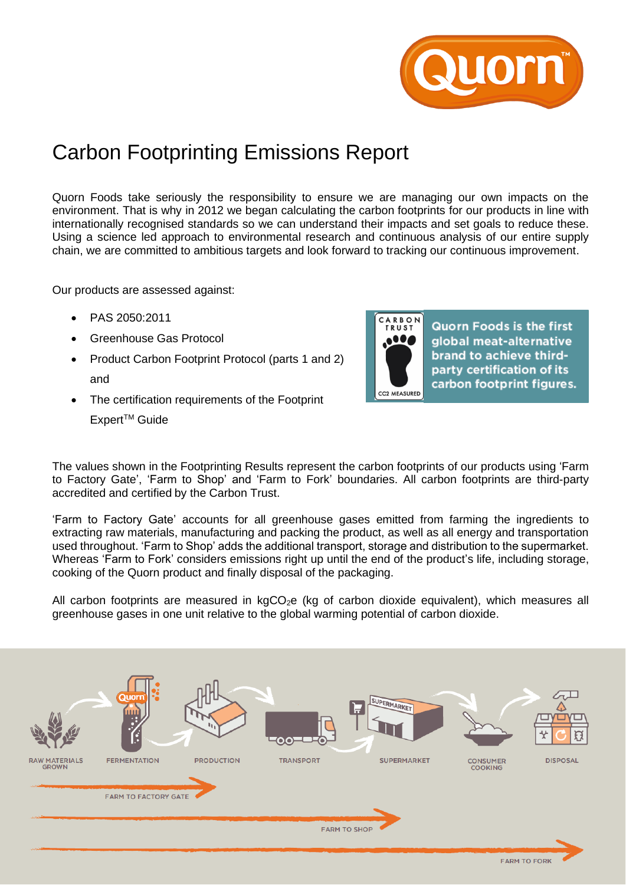# Carbon Footprinting Emissions Report

Quorn Foods take seriously the responsibility to ensure we are managing our own impacts on the environment. That is why in 2012 we began calculating the carbon footprints for our products in line with internationally recognised standards so we can understand their impacts and set goals to reduce these. Using a science led approach to environmental research and continuous analysis of our entire supply chain, we are committed to ambitious targets and look forward to tracking our continuous improvement.

Our products are assessed against:

- PAS 2050:2011
- Greenhouse Gas Protocol
- Product Carbon Footprint Protocol (parts 1 and 2) and
- The certification requirements of the Footprint Expert™ Guide

**Quorn Foods is the first global meat-alternative brand to achieve third-party certification of its carbon footprint figures.**

The values shown in the Footprinting Results represent the carbon footprints of our products using 'Farm to Factory Gate', 'Farm to Shop' and 'Farm to Fork' boundaries. All carbon footprints are third-party accredited and certified by the Carbon Trust.

'Farm to Factory Gate' accounts for all greenhouse gases emitted from farming the ingredients to extracting raw materials, manufacturing and packing the product, as well as all energy and transportation used throughout. 'Farm to Shop' adds the additional transport, storage and distribution to the supermarket. Whereas 'Farm to Fork' considers emissions right up until the end of the product's life, including storage, cooking of the Quorn product and finally disposal of the packaging.

All carbon footprints are measured in $kgCO_2e$ (kg of carbon dioxide equivalent), which measures all greenhouse gases in one unit relative to the global warming potential of carbon dioxide.

RAW MATERIALS GROWN → FERMENTATION → PRODUCTION → TRANSPORT → SUPERMARKET → CONSUMER COOKING → DISPOSAL

FARM TO FACTORY GATE

FARM TO SHOP

FARM TO FORK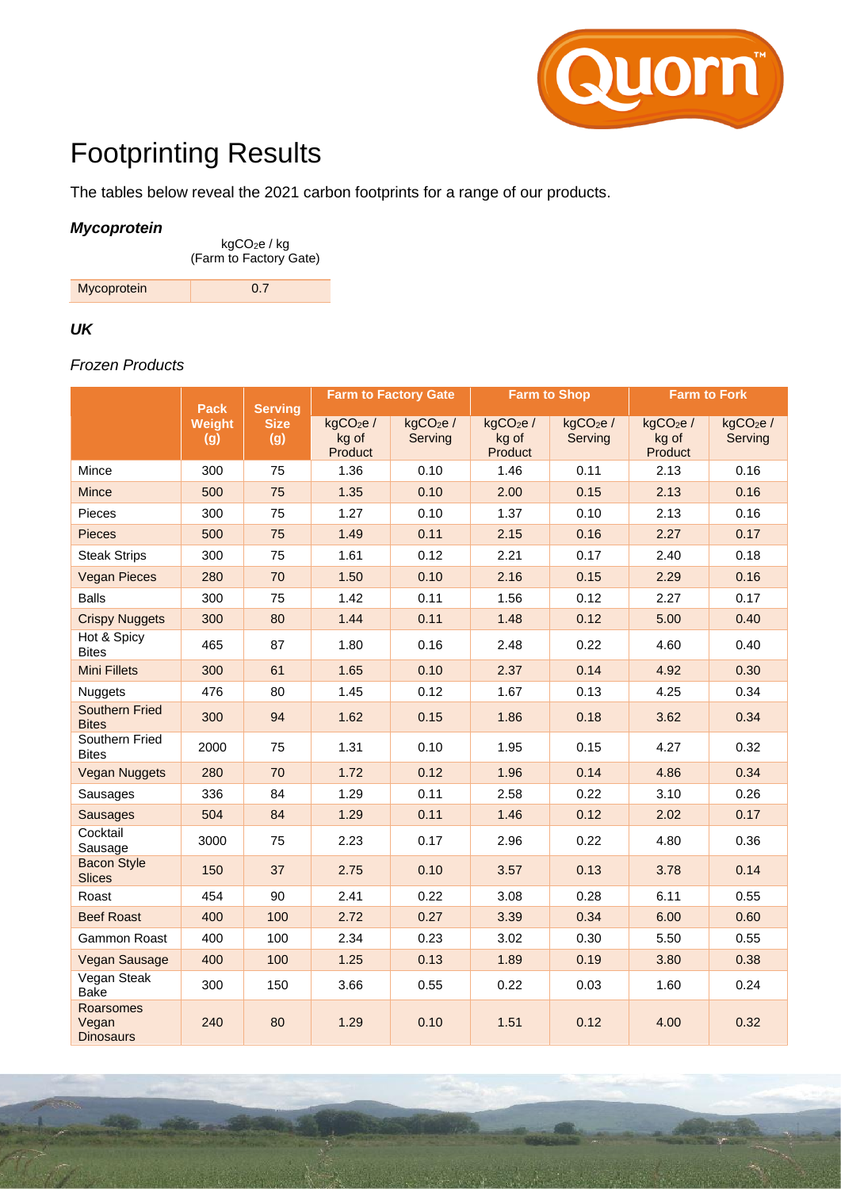# Footprinting Results

The tables below reveal the 2021 carbon footprints for a range of our products.

***Mycoprotein***

| | $kgCO_2e$ / kg (Farm to Factory Gate) |
|---|---|
| Mycoprotein | 0.7 |

***UK***

*Frozen Products*

| | Pack Weight (g) | Serving Size (g) | Farm to Factory Gate | | Farm to Shop | | Farm to Fork | |
|---|---|---|---|---|---|---|---|---|
| | | | $kgCO_2e$ / kg of Product | $kgCO_2e$ / Serving | $kgCO_2e$ / kg of Product | $kgCO_2e$ / Serving | $kgCO_2e$ / kg of Product | $kgCO_2e$ / Serving |
| Mince | 300 | 75 | 1.36 | 0.10 | 1.46 | 0.11 | 2.13 | 0.16 |
| Mince | 500 | 75 | 1.35 | 0.10 | 2.00 | 0.15 | 2.13 | 0.16 |
| Pieces | 300 | 75 | 1.27 | 0.10 | 1.37 | 0.10 | 2.13 | 0.16 |
| Pieces | 500 | 75 | 1.49 | 0.11 | 2.15 | 0.16 | 2.27 | 0.17 |
| Steak Strips | 300 | 75 | 1.61 | 0.12 | 2.21 | 0.17 | 2.40 | 0.18 |
| Vegan Pieces | 280 | 70 | 1.50 | 0.10 | 2.16 | 0.15 | 2.29 | 0.16 |
| Balls | 300 | 75 | 1.42 | 0.11 | 1.56 | 0.12 | 2.27 | 0.17 |
| Crispy Nuggets | 300 | 80 | 1.44 | 0.11 | 1.48 | 0.12 | 5.00 | 0.40 |
| Hot & Spicy Bites | 465 | 87 | 1.80 | 0.16 | 2.48 | 0.22 | 4.60 | 0.40 |
| Mini Fillets | 300 | 61 | 1.65 | 0.10 | 2.37 | 0.14 | 4.92 | 0.30 |
| Nuggets | 476 | 80 | 1.45 | 0.12 | 1.67 | 0.13 | 4.25 | 0.34 |
| Southern Fried Bites | 300 | 94 | 1.62 | 0.15 | 1.86 | 0.18 | 3.62 | 0.34 |
| Southern Fried Bites | 2000 | 75 | 1.31 | 0.10 | 1.95 | 0.15 | 4.27 | 0.32 |
| Vegan Nuggets | 280 | 70 | 1.72 | 0.12 | 1.96 | 0.14 | 4.86 | 0.34 |
| Sausages | 336 | 84 | 1.29 | 0.11 | 2.58 | 0.22 | 3.10 | 0.26 |
| Sausages | 504 | 84 | 1.29 | 0.11 | 1.46 | 0.12 | 2.02 | 0.17 |
| Cocktail Sausage | 3000 | 75 | 2.23 | 0.17 | 2.96 | 0.22 | 4.80 | 0.36 |
| Bacon Style Slices | 150 | 37 | 2.75 | 0.10 | 3.57 | 0.13 | 3.78 | 0.14 |
| Roast | 454 | 90 | 2.41 | 0.22 | 3.08 | 0.28 | 6.11 | 0.55 |
| Beef Roast | 400 | 100 | 2.72 | 0.27 | 3.39 | 0.34 | 6.00 | 0.60 |
| Gammon Roast | 400 | 100 | 2.34 | 0.23 | 3.02 | 0.30 | 5.50 | 0.55 |
| Vegan Sausage | 400 | 100 | 1.25 | 0.13 | 1.89 | 0.19 | 3.80 | 0.38 |
| Vegan Steak Bake | 300 | 150 | 3.66 | 0.55 | 0.22 | 0.03 | 1.60 | 0.24 |
| Roarsomes Vegan Dinosaurs | 240 | 80 | 1.29 | 0.10 | 1.51 | 0.12 | 4.00 | 0.32 |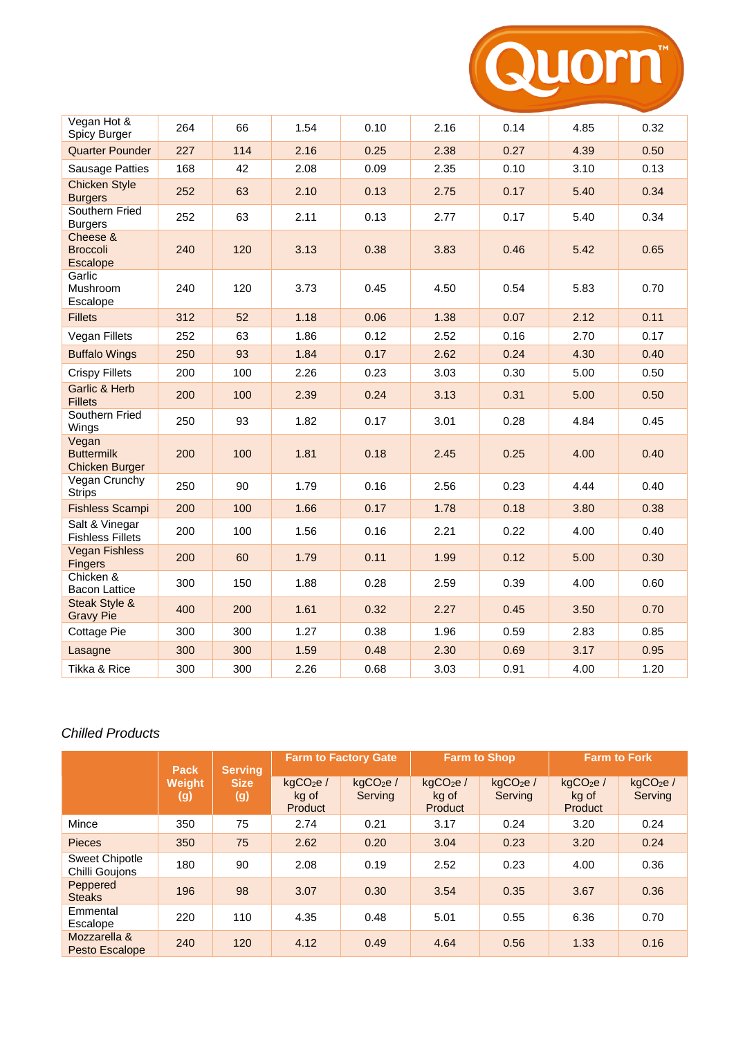| | | | | | | | | |
|---|---|---|---|---|---|---|---|---|
| Vegan Hot & Spicy Burger | 264 | 66 | 1.54 | 0.10 | 2.16 | 0.14 | 4.85 | 0.32 |
| Quarter Pounder | 227 | 114 | 2.16 | 0.25 | 2.38 | 0.27 | 4.39 | 0.50 |
| Sausage Patties | 168 | 42 | 2.08 | 0.09 | 2.35 | 0.10 | 3.10 | 0.13 |
| Chicken Style Burgers | 252 | 63 | 2.10 | 0.13 | 2.75 | 0.17 | 5.40 | 0.34 |
| Southern Fried Burgers | 252 | 63 | 2.11 | 0.13 | 2.77 | 0.17 | 5.40 | 0.34 |
| Cheese & Broccoli Escalope | 240 | 120 | 3.13 | 0.38 | 3.83 | 0.46 | 5.42 | 0.65 |
| Garlic Mushroom Escalope | 240 | 120 | 3.73 | 0.45 | 4.50 | 0.54 | 5.83 | 0.70 |
| Fillets | 312 | 52 | 1.18 | 0.06 | 1.38 | 0.07 | 2.12 | 0.11 |
| Vegan Fillets | 252 | 63 | 1.86 | 0.12 | 2.52 | 0.16 | 2.70 | 0.17 |
| Buffalo Wings | 250 | 93 | 1.84 | 0.17 | 2.62 | 0.24 | 4.30 | 0.40 |
| Crispy Fillets | 200 | 100 | 2.26 | 0.23 | 3.03 | 0.30 | 5.00 | 0.50 |
| Garlic & Herb Fillets | 200 | 100 | 2.39 | 0.24 | 3.13 | 0.31 | 5.00 | 0.50 |
| Southern Fried Wings | 250 | 93 | 1.82 | 0.17 | 3.01 | 0.28 | 4.84 | 0.45 |
| Vegan Buttermilk Chicken Burger | 200 | 100 | 1.81 | 0.18 | 2.45 | 0.25 | 4.00 | 0.40 |
| Vegan Crunchy Strips | 250 | 90 | 1.79 | 0.16 | 2.56 | 0.23 | 4.44 | 0.40 |
| Fishless Scampi | 200 | 100 | 1.66 | 0.17 | 1.78 | 0.18 | 3.80 | 0.38 |
| Salt & Vinegar Fishless Fillets | 200 | 100 | 1.56 | 0.16 | 2.21 | 0.22 | 4.00 | 0.40 |
| Vegan Fishless Fingers | 200 | 60 | 1.79 | 0.11 | 1.99 | 0.12 | 5.00 | 0.30 |
| Chicken & Bacon Lattice | 300 | 150 | 1.88 | 0.28 | 2.59 | 0.39 | 4.00 | 0.60 |
| Steak Style & Gravy Pie | 400 | 200 | 1.61 | 0.32 | 2.27 | 0.45 | 3.50 | 0.70 |
| Cottage Pie | 300 | 300 | 1.27 | 0.38 | 1.96 | 0.59 | 2.83 | 0.85 |
| Lasagne | 300 | 300 | 1.59 | 0.48 | 2.30 | 0.69 | 3.17 | 0.95 |
| Tikka & Rice | 300 | 300 | 2.26 | 0.68 | 3.03 | 0.91 | 4.00 | 1.20 |

*Chilled Products*

| | Pack Weight (g) | Serving Size (g) | Farm to Factory Gate | | Farm to Shop | | Farm to Fork | |
|---|---|---|---|---|---|---|---|---|
| | | | $kgCO_2e$ / kg of Product | $kgCO_2e$ / Serving | $kgCO_2e$ / kg of Product | $kgCO_2e$ / Serving | $kgCO_2e$ / kg of Product | $kgCO_2e$ / Serving |
| Mince | 350 | 75 | 2.74 | 0.21 | 3.17 | 0.24 | 3.20 | 0.24 |
| Pieces | 350 | 75 | 2.62 | 0.20 | 3.04 | 0.23 | 3.20 | 0.24 |
| Sweet Chipotle Chilli Goujons | 180 | 90 | 2.08 | 0.19 | 2.52 | 0.23 | 4.00 | 0.36 |
| Peppered Steaks | 196 | 98 | 3.07 | 0.30 | 3.54 | 0.35 | 3.67 | 0.36 |
| Emmental Escalope | 220 | 110 | 4.35 | 0.48 | 5.01 | 0.55 | 6.36 | 0.70 |
| Mozzarella & Pesto Escalope | 240 | 120 | 4.12 | 0.49 | 4.64 | 0.56 | 1.33 | 0.16 |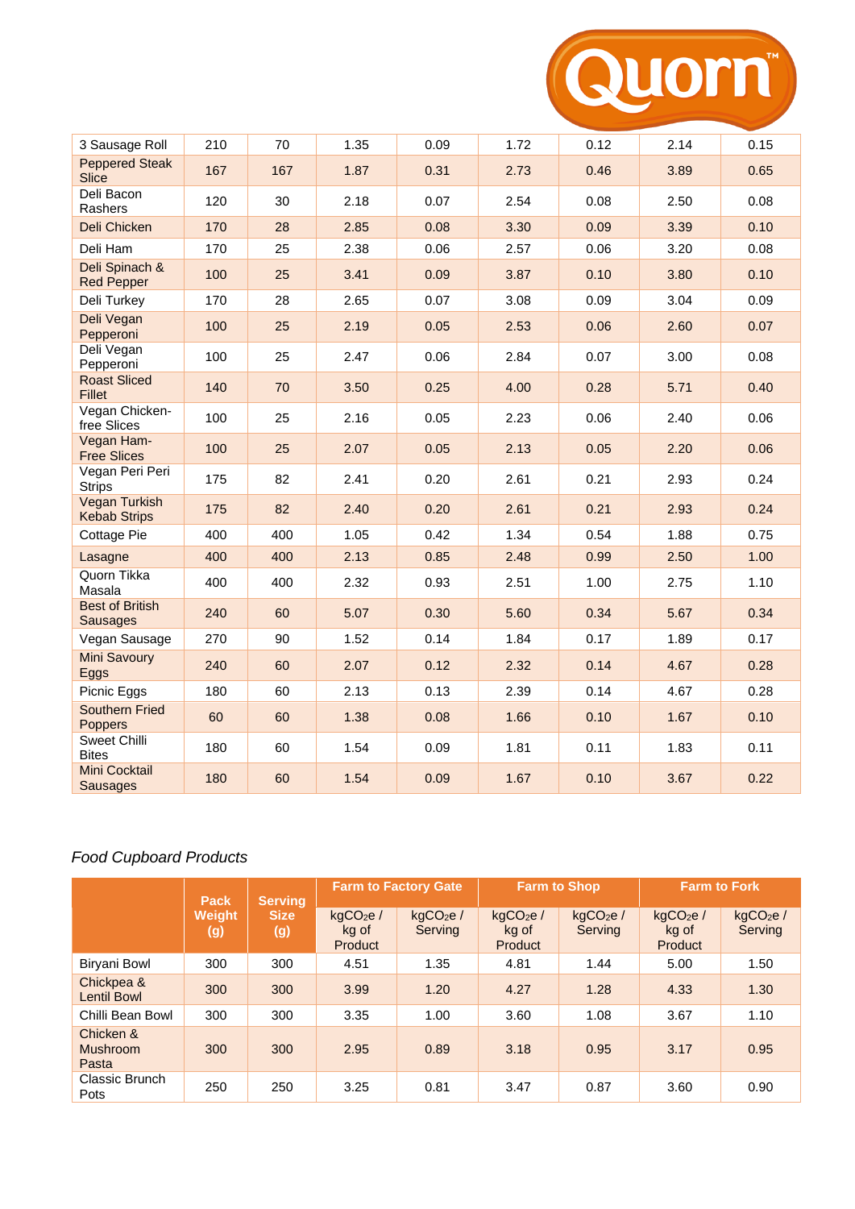| | | | | | | | | |
|---|---|---|---|---|---|---|---|---|
| 3 Sausage Roll | 210 | 70 | 1.35 | 0.09 | 1.72 | 0.12 | 2.14 | 0.15 |
| Peppered Steak Slice | 167 | 167 | 1.87 | 0.31 | 2.73 | 0.46 | 3.89 | 0.65 |
| Deli Bacon Rashers | 120 | 30 | 2.18 | 0.07 | 2.54 | 0.08 | 2.50 | 0.08 |
| Deli Chicken | 170 | 28 | 2.85 | 0.08 | 3.30 | 0.09 | 3.39 | 0.10 |
| Deli Ham | 170 | 25 | 2.38 | 0.06 | 2.57 | 0.06 | 3.20 | 0.08 |
| Deli Spinach & Red Pepper | 100 | 25 | 3.41 | 0.09 | 3.87 | 0.10 | 3.80 | 0.10 |
| Deli Turkey | 170 | 28 | 2.65 | 0.07 | 3.08 | 0.09 | 3.04 | 0.09 |
| Deli Vegan Pepperoni | 100 | 25 | 2.19 | 0.05 | 2.53 | 0.06 | 2.60 | 0.07 |
| Deli Vegan Pepperoni | 100 | 25 | 2.47 | 0.06 | 2.84 | 0.07 | 3.00 | 0.08 |
| Roast Sliced Fillet | 140 | 70 | 3.50 | 0.25 | 4.00 | 0.28 | 5.71 | 0.40 |
| Vegan Chicken-free Slices | 100 | 25 | 2.16 | 0.05 | 2.23 | 0.06 | 2.40 | 0.06 |
| Vegan Ham-Free Slices | 100 | 25 | 2.07 | 0.05 | 2.13 | 0.05 | 2.20 | 0.06 |
| Vegan Peri Peri Strips | 175 | 82 | 2.41 | 0.20 | 2.61 | 0.21 | 2.93 | 0.24 |
| Vegan Turkish Kebab Strips | 175 | 82 | 2.40 | 0.20 | 2.61 | 0.21 | 2.93 | 0.24 |
| Cottage Pie | 400 | 400 | 1.05 | 0.42 | 1.34 | 0.54 | 1.88 | 0.75 |
| Lasagne | 400 | 400 | 2.13 | 0.85 | 2.48 | 0.99 | 2.50 | 1.00 |
| Quorn Tikka Masala | 400 | 400 | 2.32 | 0.93 | 2.51 | 1.00 | 2.75 | 1.10 |
| Best of British Sausages | 240 | 60 | 5.07 | 0.30 | 5.60 | 0.34 | 5.67 | 0.34 |
| Vegan Sausage | 270 | 90 | 1.52 | 0.14 | 1.84 | 0.17 | 1.89 | 0.17 |
| Mini Savoury Eggs | 240 | 60 | 2.07 | 0.12 | 2.32 | 0.14 | 4.67 | 0.28 |
| Picnic Eggs | 180 | 60 | 2.13 | 0.13 | 2.39 | 0.14 | 4.67 | 0.28 |
| Southern Fried Poppers | 60 | 60 | 1.38 | 0.08 | 1.66 | 0.10 | 1.67 | 0.10 |
| Sweet Chilli Bites | 180 | 60 | 1.54 | 0.09 | 1.81 | 0.11 | 1.83 | 0.11 |
| Mini Cocktail Sausages | 180 | 60 | 1.54 | 0.09 | 1.67 | 0.10 | 3.67 | 0.22 |

*Food Cupboard Products*

| | Pack Weight (g) | Serving Size (g) | Farm to Factory Gate | | Farm to Shop | | Farm to Fork | |
|---|---|---|---|---|---|---|---|---|
| | | | $kgCO_2e$ / kg of Product | $kgCO_2e$ / Serving | $kgCO_2e$ / kg of Product | $kgCO_2e$ / Serving | $kgCO_2e$ / kg of Product | $kgCO_2e$ / Serving |
| Biryani Bowl | 300 | 300 | 4.51 | 1.35 | 4.81 | 1.44 | 5.00 | 1.50 |
| Chickpea & Lentil Bowl | 300 | 300 | 3.99 | 1.20 | 4.27 | 1.28 | 4.33 | 1.30 |
| Chilli Bean Bowl | 300 | 300 | 3.35 | 1.00 | 3.60 | 1.08 | 3.67 | 1.10 |
| Chicken & Mushroom Pasta | 300 | 300 | 2.95 | 0.89 | 3.18 | 0.95 | 3.17 | 0.95 |
| Classic Brunch Pots | 250 | 250 | 3.25 | 0.81 | 3.47 | 0.87 | 3.60 | 0.90 |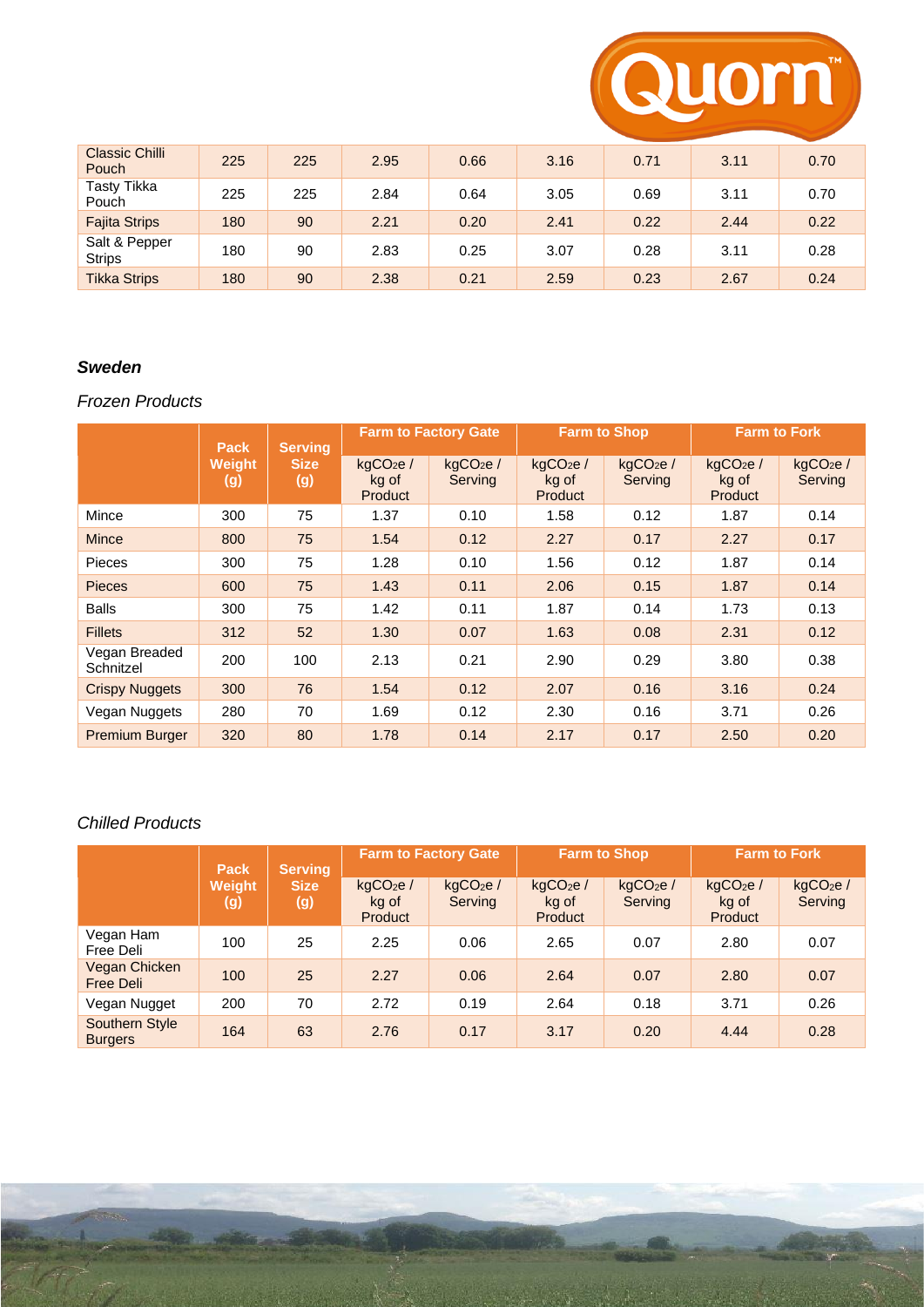| | | | | | | | | |
|---|---|---|---|---|---|---|---|---|
| Classic Chilli Pouch | 225 | 225 | 2.95 | 0.66 | 3.16 | 0.71 | 3.11 | 0.70 |
| Tasty Tikka Pouch | 225 | 225 | 2.84 | 0.64 | 3.05 | 0.69 | 3.11 | 0.70 |
| Fajita Strips | 180 | 90 | 2.21 | 0.20 | 2.41 | 0.22 | 2.44 | 0.22 |
| Salt & Pepper Strips | 180 | 90 | 2.83 | 0.25 | 3.07 | 0.28 | 3.11 | 0.28 |
| Tikka Strips | 180 | 90 | 2.38 | 0.21 | 2.59 | 0.23 | 2.67 | 0.24 |

***Sweden***

*Frozen Products*

| | Pack Weight (g) | Serving Size (g) | Farm to Factory Gate | | Farm to Shop | | Farm to Fork | |
|---|---|---|---|---|---|---|---|---|
| | | | $kgCO_2e$ / kg of Product | $kgCO_2e$ / Serving | $kgCO_2e$ / kg of Product | $kgCO_2e$ / Serving | $kgCO_2e$ / kg of Product | $kgCO_2e$ / Serving |
| Mince | 300 | 75 | 1.37 | 0.10 | 1.58 | 0.12 | 1.87 | 0.14 |
| Mince | 800 | 75 | 1.54 | 0.12 | 2.27 | 0.17 | 2.27 | 0.17 |
| Pieces | 300 | 75 | 1.28 | 0.10 | 1.56 | 0.12 | 1.87 | 0.14 |
| Pieces | 600 | 75 | 1.43 | 0.11 | 2.06 | 0.15 | 1.87 | 0.14 |
| Balls | 300 | 75 | 1.42 | 0.11 | 1.87 | 0.14 | 1.73 | 0.13 |
| Fillets | 312 | 52 | 1.30 | 0.07 | 1.63 | 0.08 | 2.31 | 0.12 |
| Vegan Breaded Schnitzel | 200 | 100 | 2.13 | 0.21 | 2.90 | 0.29 | 3.80 | 0.38 |
| Crispy Nuggets | 300 | 76 | 1.54 | 0.12 | 2.07 | 0.16 | 3.16 | 0.24 |
| Vegan Nuggets | 280 | 70 | 1.69 | 0.12 | 2.30 | 0.16 | 3.71 | 0.26 |
| Premium Burger | 320 | 80 | 1.78 | 0.14 | 2.17 | 0.17 | 2.50 | 0.20 |

*Chilled Products*

| | Pack Weight (g) | Serving Size (g) | Farm to Factory Gate | | Farm to Shop | | Farm to Fork | |
|---|---|---|---|---|---|---|---|---|
| | | | $kgCO_2e$ / kg of Product | $kgCO_2e$ / Serving | $kgCO_2e$ / kg of Product | $kgCO_2e$ / Serving | $kgCO_2e$ / kg of Product | $kgCO_2e$ / Serving |
| Vegan Ham Free Deli | 100 | 25 | 2.25 | 0.06 | 2.65 | 0.07 | 2.80 | 0.07 |
| Vegan Chicken Free Deli | 100 | 25 | 2.27 | 0.06 | 2.64 | 0.07 | 2.80 | 0.07 |
| Vegan Nugget | 200 | 70 | 2.72 | 0.19 | 2.64 | 0.18 | 3.71 | 0.26 |
| Southern Style Burgers | 164 | 63 | 2.76 | 0.17 | 3.17 | 0.20 | 4.44 | 0.28 |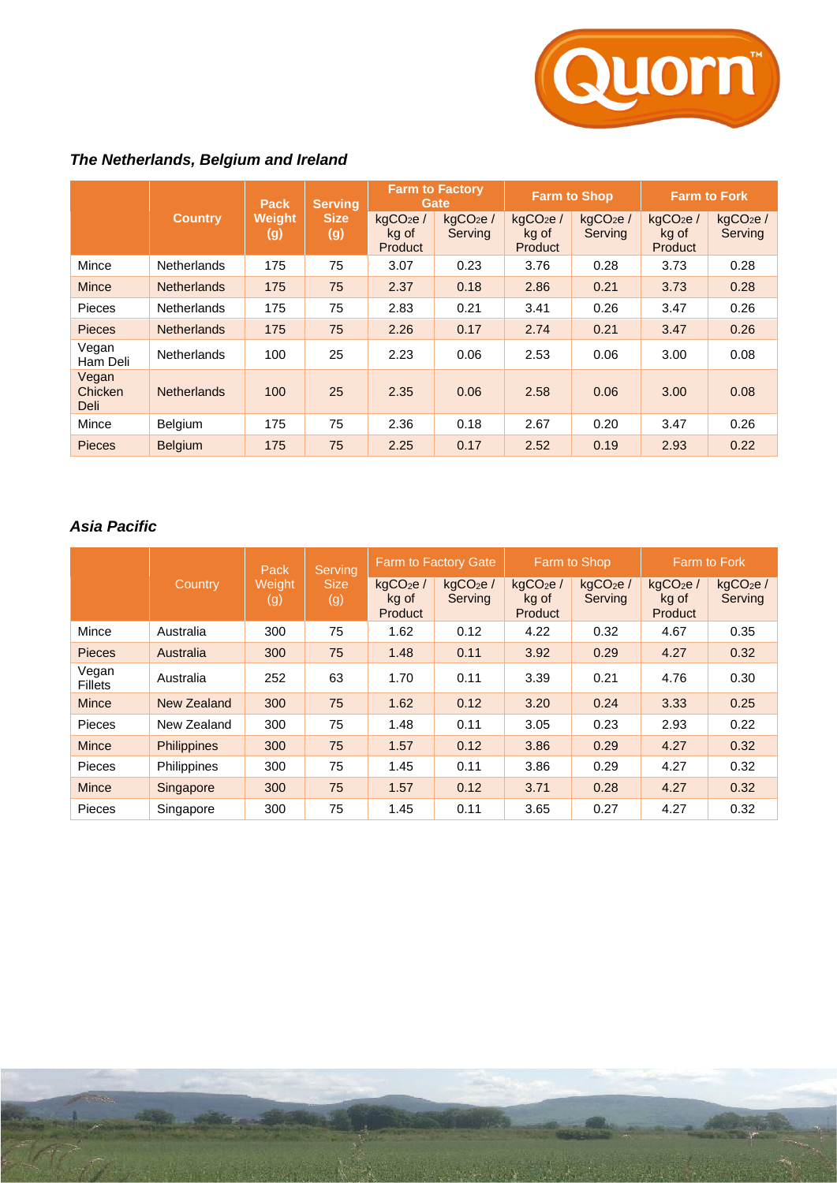### *The Netherlands, Belgium and Ireland*

| | Country | Pack Weight (g) | Serving Size (g) | Farm to Factory Gate | | Farm to Shop | | Farm to Fork | |
|---|---|---|---|---|---|---|---|---|---|
| | | | | $kgCO_2e$ / kg of Product | $kgCO_2e$ / Serving | $kgCO_2e$ / kg of Product | $kgCO_2e$ / Serving | $kgCO_2e$ / kg of Product | $kgCO_2e$ / Serving |
| Mince | Netherlands | 175 | 75 | 3.07 | 0.23 | 3.76 | 0.28 | 3.73 | 0.28 |
| Mince | Netherlands | 175 | 75 | 2.37 | 0.18 | 2.86 | 0.21 | 3.73 | 0.28 |
| Pieces | Netherlands | 175 | 75 | 2.83 | 0.21 | 3.41 | 0.26 | 3.47 | 0.26 |
| Pieces | Netherlands | 175 | 75 | 2.26 | 0.17 | 2.74 | 0.21 | 3.47 | 0.26 |
| Vegan Ham Deli | Netherlands | 100 | 25 | 2.23 | 0.06 | 2.53 | 0.06 | 3.00 | 0.08 |
| Vegan Chicken Deli | Netherlands | 100 | 25 | 2.35 | 0.06 | 2.58 | 0.06 | 3.00 | 0.08 |
| Mince | Belgium | 175 | 75 | 2.36 | 0.18 | 2.67 | 0.20 | 3.47 | 0.26 |
| Pieces | Belgium | 175 | 75 | 2.25 | 0.17 | 2.52 | 0.19 | 2.93 | 0.22 |

### *Asia Pacific*

| | Country | Pack Weight (g) | Serving Size (g) | Farm to Factory Gate | | Farm to Shop | | Farm to Fork | |
|---|---|---|---|---|---|---|---|---|---|
| | | | | $kgCO_2e$ / kg of Product | $kgCO_2e$ / Serving | $kgCO_2e$ / kg of Product | $kgCO_2e$ / Serving | $kgCO_2e$ / kg of Product | $kgCO_2e$ / Serving |
| Mince | Australia | 300 | 75 | 1.62 | 0.12 | 4.22 | 0.32 | 4.67 | 0.35 |
| Pieces | Australia | 300 | 75 | 1.48 | 0.11 | 3.92 | 0.29 | 4.27 | 0.32 |
| Vegan Fillets | Australia | 252 | 63 | 1.70 | 0.11 | 3.39 | 0.21 | 4.76 | 0.30 |
| Mince | New Zealand | 300 | 75 | 1.62 | 0.12 | 3.20 | 0.24 | 3.33 | 0.25 |
| Pieces | New Zealand | 300 | 75 | 1.48 | 0.11 | 3.05 | 0.23 | 2.93 | 0.22 |
| Mince | Philippines | 300 | 75 | 1.57 | 0.12 | 3.86 | 0.29 | 4.27 | 0.32 |
| Pieces | Philippines | 300 | 75 | 1.45 | 0.11 | 3.86 | 0.29 | 4.27 | 0.32 |
| Mince | Singapore | 300 | 75 | 1.57 | 0.12 | 3.71 | 0.28 | 4.27 | 0.32 |
| Pieces | Singapore | 300 | 75 | 1.45 | 0.11 | 3.65 | 0.27 | 4.27 | 0.32 |